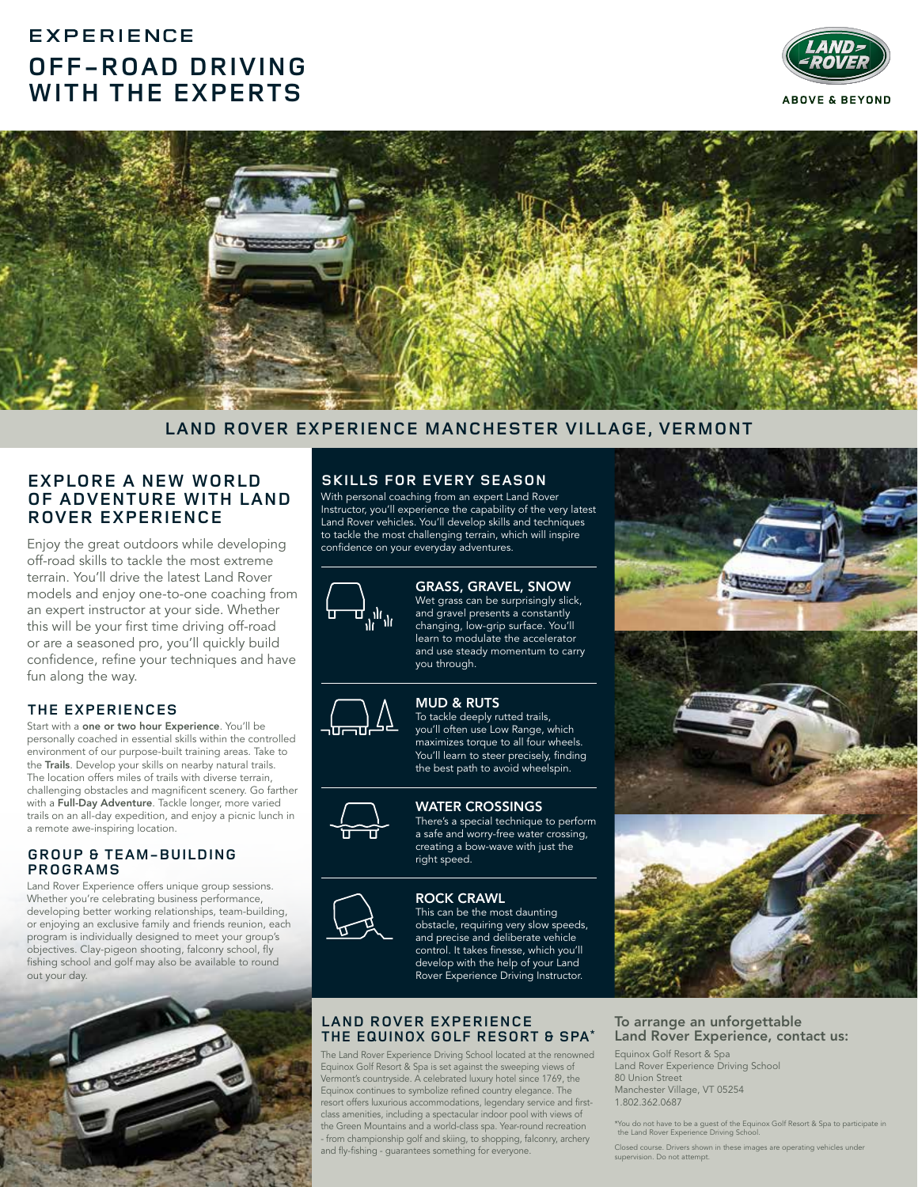# EXPERIENCE
# OFF-ROAD DRIVING WITH THE EXPERTS

ABOVE & BEYOND

## LAND ROVER EXPERIENCE MANCHESTER VILLAGE, VERMONT

## EXPLORE A NEW WORLD OF ADVENTURE WITH LAND ROVER EXPERIENCE

Enjoy the great outdoors while developing off-road skills to tackle the most extreme terrain. You'll drive the latest Land Rover models and enjoy one-to-one coaching from an expert instructor at your side. Whether this will be your first time driving off-road or are a seasoned pro, you'll quickly build confidence, refine your techniques and have fun along the way.

### THE EXPERIENCES

Start with a **one or two hour Experience**. You'll be personally coached in essential skills within the controlled environment of our purpose-built training areas. Take to the **Trails**. Develop your skills on nearby natural trails. The location offers miles of trails with diverse terrain, challenging obstacles and magnificent scenery. Go farther with a **Full-Day Adventure**. Tackle longer, more varied trails on an all-day expedition, and enjoy a picnic lunch in a remote awe-inspiring location.

### GROUP & TEAM-BUILDING PROGRAMS

Land Rover Experience offers unique group sessions. Whether you're celebrating business performance, developing better working relationships, team-building, or enjoying an exclusive family and friends reunion, each program is individually designed to meet your group's objectives. Clay-pigeon shooting, falconry school, fly fishing school and golf may also be available to round out your day.

## SKILLS FOR EVERY SEASON

With personal coaching from an expert Land Rover Instructor, you'll experience the capability of the very latest Land Rover vehicles. You'll develop skills and techniques to tackle the most challenging terrain, which will inspire confidence on your everyday adventures.

### GRASS, GRAVEL, SNOW

Wet grass can be surprisingly slick, and gravel presents a constantly changing, low-grip surface. You'll learn to modulate the accelerator and use steady momentum to carry you through.

### MUD & RUTS

To tackle deeply rutted trails, you'll often use Low Range, which maximizes torque to all four wheels. You'll learn to steer precisely, finding the best path to avoid wheelspin.

### WATER CROSSINGS

There's a special technique to perform a safe and worry-free water crossing, creating a bow-wave with just the right speed.

### ROCK CRAWL

This can be the most daunting obstacle, requiring very slow speeds, and precise and deliberate vehicle control. It takes finesse, which you'll develop with the help of your Land Rover Experience Driving Instructor.

## LAND ROVER EXPERIENCE THE EQUINOX GOLF RESORT & SPA*

The Land Rover Experience Driving School located at the renowned Equinox Golf Resort & Spa is set against the sweeping views of Vermont's countryside. A celebrated luxury hotel since 1769, the Equinox continues to symbolize refined country elegance. The resort offers luxurious accommodations, legendary service and first-class amenities, including a spectacular indoor pool with views of the Green Mountains and a world-class spa. Year-round recreation - from championship golf and skiing, to shopping, falconry, archery and fly-fishing - guarantees something for everyone.

## To arrange an unforgettable Land Rover Experience, contact us:

Equinox Golf Resort & Spa
Land Rover Experience Driving School
80 Union Street
Manchester Village, VT 05254
1.802.362.0687

*You do not have to be a guest of the Equinox Golf Resort & Spa to participate in the Land Rover Experience Driving School.

Closed course. Drivers shown in these images are operating vehicles under supervision. Do not attempt.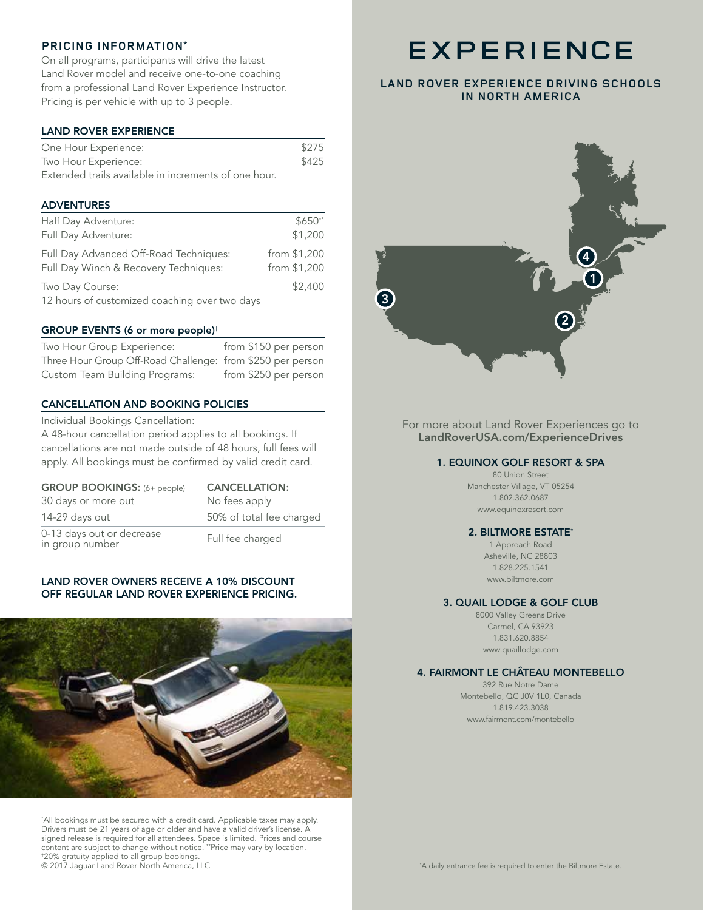## PRICING INFORMATION*

On all programs, participants will drive the latest Land Rover model and receive one-to-one coaching from a professional Land Rover Experience Instructor. Pricing is per vehicle with up to 3 people.

### LAND ROVER EXPERIENCE

| | |
|---|---|
| One Hour Experience: | $275 |
| Two Hour Experience: | $425 |

Extended trails available in increments of one hour.

### ADVENTURES

| | |
|---|---|
| Half Day Adventure: | $650** |
| Full Day Adventure: | $1,200 |
| Full Day Advanced Off-Road Techniques: | from $1,200 |
| Full Day Winch & Recovery Techniques: | from $1,200 |
| Two Day Course: | $2,400 |

12 hours of customized coaching over two days

### GROUP EVENTS (6 or more people)†

| | |
|---|---|
| Two Hour Group Experience: | from $150 per person |
| Three Hour Group Off-Road Challenge: | from $250 per person |
| Custom Team Building Programs: | from $250 per person |

### CANCELLATION AND BOOKING POLICIES

Individual Bookings Cancellation:
A 48-hour cancellation period applies to all bookings. If cancellations are not made outside of 48 hours, full fees will apply. All bookings must be confirmed by valid credit card.

| GROUP BOOKINGS: (6+ people) | CANCELLATION: |
|---|---|
| 30 days or more out | No fees apply |
| 14-29 days out | 50% of total fee charged |
| 0-13 days out or decrease in group number | Full fee charged |

**LAND ROVER OWNERS RECEIVE A 10% DISCOUNT OFF REGULAR LAND ROVER EXPERIENCE PRICING.**

*All bookings must be secured with a credit card. Applicable taxes may apply. Drivers must be 21 years of age or older and have a valid driver's license. A signed release is required for all attendees. Space is limited. Prices and course content are subject to change without notice. **Price may vary by location.
†20% gratuity applied to all group bookings.
© 2017 Jaguar Land Rover North America, LLC

# EXPERIENCE

## LAND ROVER EXPERIENCE DRIVING SCHOOLS IN NORTH AMERICA

4
1
3
2

For more about Land Rover Experiences go to **LandRoverUSA.com/ExperienceDrives**

### 1. EQUINOX GOLF RESORT & SPA

80 Union Street
Manchester Village, VT 05254
1.802.362.0687
www.equinoxresort.com

### 2. BILTMORE ESTATE*

1 Approach Road
Asheville, NC 28803
1.828.225.1541
www.biltmore.com

### 3. QUAIL LODGE & GOLF CLUB

8000 Valley Greens Drive
Carmel, CA 93923
1.831.620.8854
www.quaillodge.com

### 4. FAIRMONT LE CHÂTEAU MONTEBELLO

392 Rue Notre Dame
Montebello, QC J0V 1L0, Canada
1.819.423.3038
www.fairmont.com/montebello

*A daily entrance fee is required to enter the Biltmore Estate.